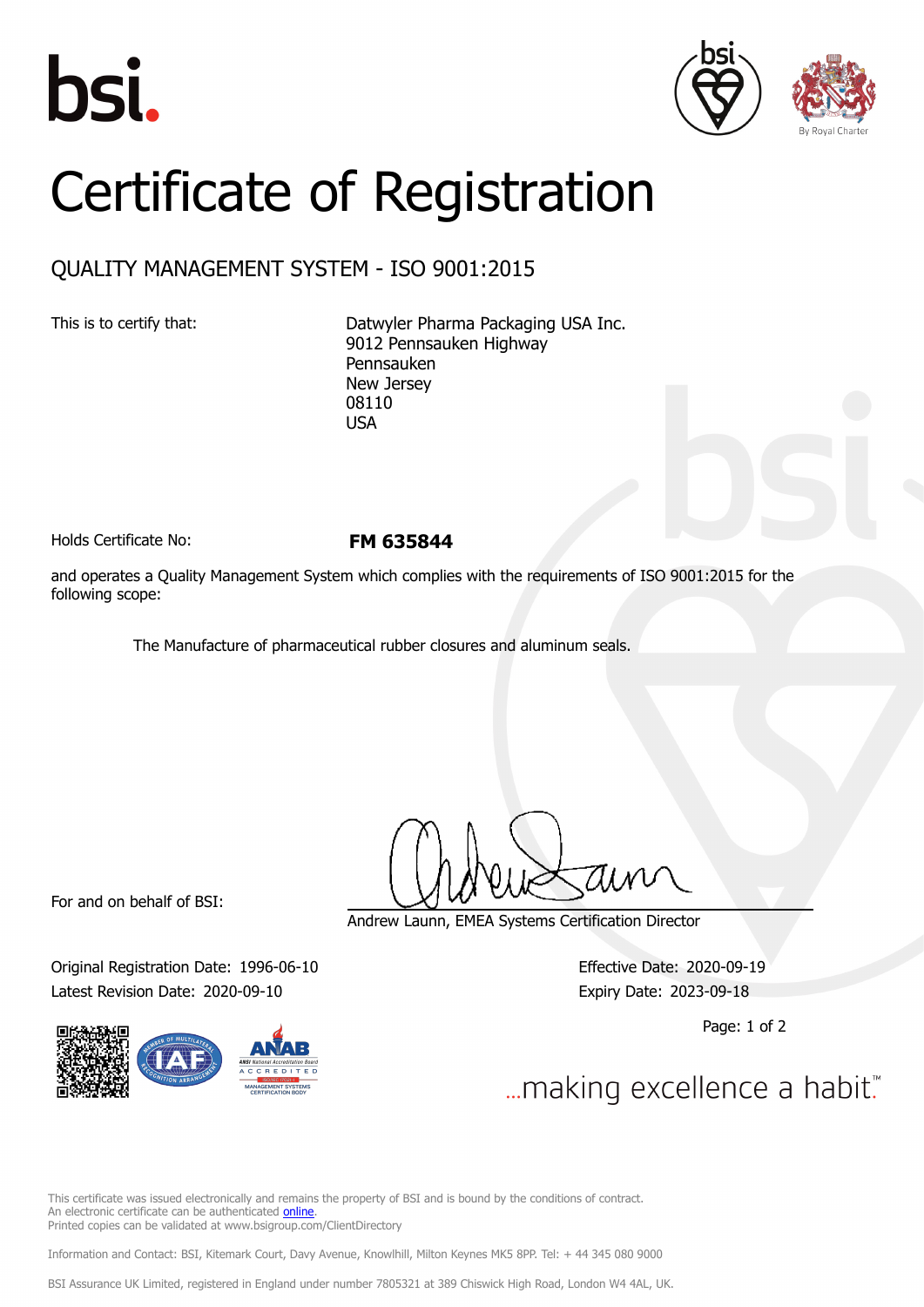# Certificate of Registration

## QUALITY MANAGEMENT SYSTEM - ISO 9001:2015

This is to certify that:

Datwyler Pharma Packaging USA Inc.
9012 Pennsauken Highway
Pennsauken
New Jersey
08110
USA

Holds Certificate No: **FM 635844**

and operates a Quality Management System which complies with the requirements of ISO 9001:2015 for the following scope:

The Manufacture of pharmaceutical rubber closures and aluminum seals.

For and on behalf of BSI:

Andrew Launn, EMEA Systems Certification Director

Original Registration Date: 1996-06-10
Latest Revision Date: 2020-09-10

Effective Date: 2020-09-19
Expiry Date: 2023-09-18

...making excellence a habit.™

This certificate was issued electronically and remains the property of BSI and is bound by the conditions of contract.
An electronic certificate can be authenticated online.
Printed copies can be validated at www.bsigroup.com/ClientDirectory

Information and Contact: BSI, Kitemark Court, Davy Avenue, Knowlhill, Milton Keynes MK5 8PP. Tel: + 44 345 080 9000

BSI Assurance UK Limited, registered in England under number 7805321 at 389 Chiswick High Road, London W4 4AL, UK.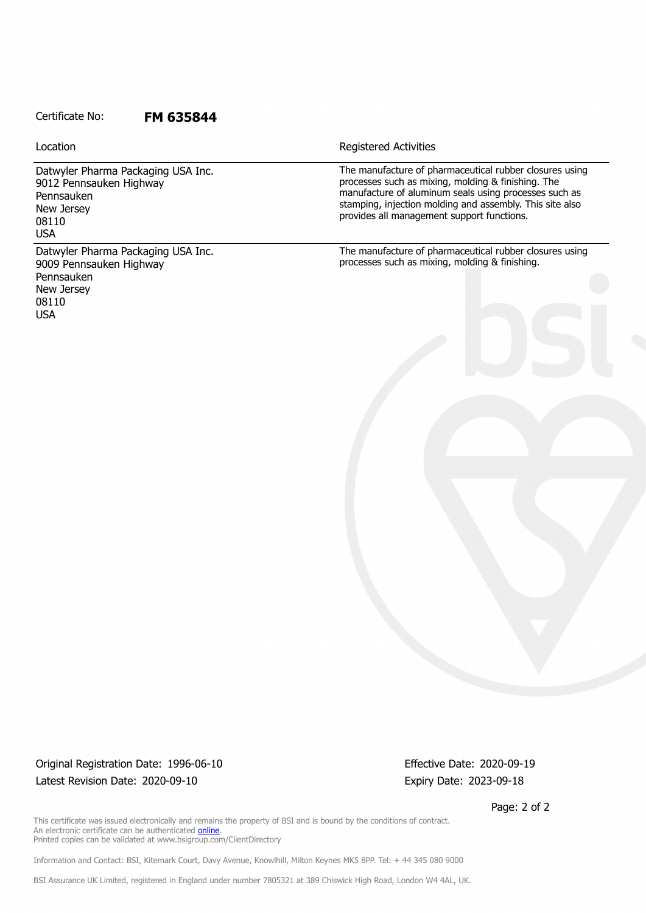Certificate No: **FM 635844**

| Location | Registered Activities |
| --- | --- |
| Datwyler Pharma Packaging USA Inc.<br>9012 Pennsauken Highway<br>Pennsauken<br>New Jersey<br>08110<br>USA | The manufacture of pharmaceutical rubber closures using processes such as mixing, molding & finishing. The manufacture of aluminum seals using processes such as stamping, injection molding and assembly. This site also provides all management support functions. |
| Datwyler Pharma Packaging USA Inc.<br>9009 Pennsauken Highway<br>Pennsauken<br>New Jersey<br>08110<br>USA | The manufacture of pharmaceutical rubber closures using processes such as mixing, molding & finishing. |

Original Registration Date: 1996-06-10

Latest Revision Date: 2020-09-10

Effective Date: 2020-09-19

Expiry Date: 2023-09-18

This certificate was issued electronically and remains the property of BSI and is bound by the conditions of contract.
An electronic certificate can be authenticated online.
Printed copies can be validated at www.bsigroup.com/ClientDirectory

Information and Contact: BSI, Kitemark Court, Davy Avenue, Knowlhill, Milton Keynes MK5 8PP. Tel: + 44 345 080 9000

BSI Assurance UK Limited, registered in England under number 7805321 at 389 Chiswick High Road, London W4 4AL, UK.